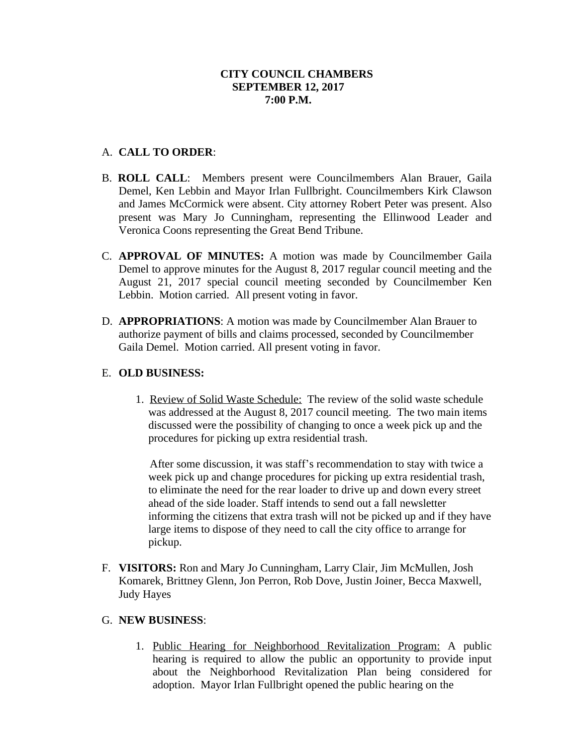**CITY COUNCIL CHAMBERS**
**SEPTEMBER 12, 2017**
**7:00 P.M.**

A. **CALL TO ORDER**:

B. **ROLL CALL**: Members present were Councilmembers Alan Brauer, Gaila Demel, Ken Lebbin and Mayor Irlan Fullbright. Councilmembers Kirk Clawson and James McCormick were absent. City attorney Robert Peter was present. Also present was Mary Jo Cunningham, representing the Ellinwood Leader and Veronica Coons representing the Great Bend Tribune.

C. **APPROVAL OF MINUTES:** A motion was made by Councilmember Gaila Demel to approve minutes for the August 8, 2017 regular council meeting and the August 21, 2017 special council meeting seconded by Councilmember Ken Lebbin. Motion carried. All present voting in favor.

D. **APPROPRIATIONS**: A motion was made by Councilmember Alan Brauer to authorize payment of bills and claims processed, seconded by Councilmember Gaila Demel. Motion carried. All present voting in favor.

E. **OLD BUSINESS:**

1. Review of Solid Waste Schedule: The review of the solid waste schedule was addressed at the August 8, 2017 council meeting. The two main items discussed were the possibility of changing to once a week pick up and the procedures for picking up extra residential trash.

   After some discussion, it was staff's recommendation to stay with twice a week pick up and change procedures for picking up extra residential trash, to eliminate the need for the rear loader to drive up and down every street ahead of the side loader. Staff intends to send out a fall newsletter informing the citizens that extra trash will not be picked up and if they have large items to dispose of they need to call the city office to arrange for pickup.

F. **VISITORS:** Ron and Mary Jo Cunningham, Larry Clair, Jim McMullen, Josh Komarek, Brittney Glenn, Jon Perron, Rob Dove, Justin Joiner, Becca Maxwell, Judy Hayes

G. **NEW BUSINESS**:

1. Public Hearing for Neighborhood Revitalization Program: A public hearing is required to allow the public an opportunity to provide input about the Neighborhood Revitalization Plan being considered for adoption. Mayor Irlan Fullbright opened the public hearing on the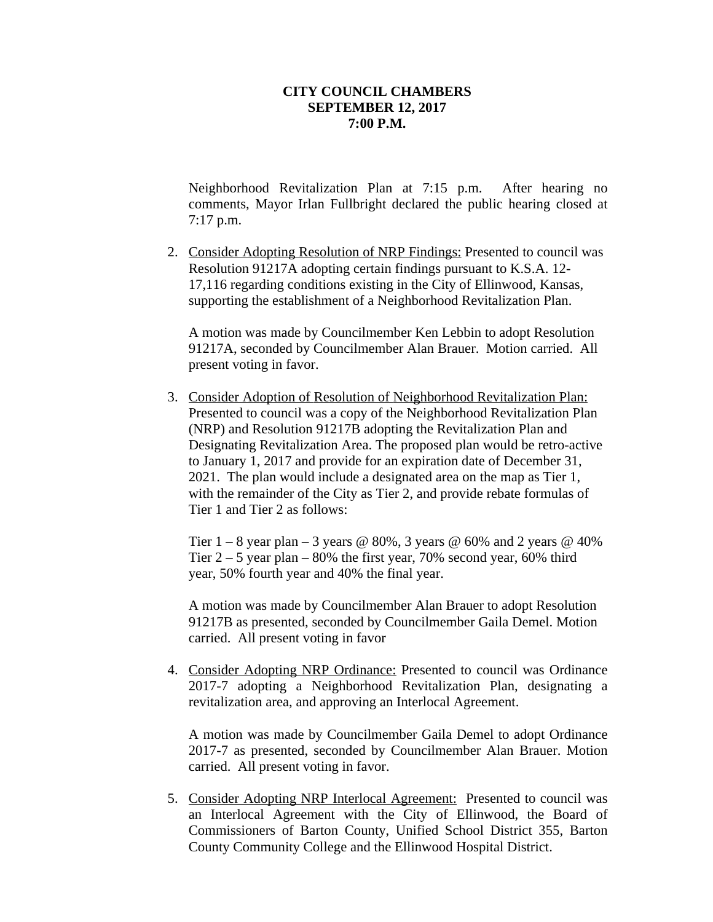**CITY COUNCIL CHAMBERS**
**SEPTEMBER 12, 2017**
**7:00 P.M.**

Neighborhood Revitalization Plan at 7:15 p.m. After hearing no comments, Mayor Irlan Fullbright declared the public hearing closed at 7:17 p.m.

2. Consider Adopting Resolution of NRP Findings: Presented to council was Resolution 91217A adopting certain findings pursuant to K.S.A. 12-17,116 regarding conditions existing in the City of Ellinwood, Kansas, supporting the establishment of a Neighborhood Revitalization Plan.

   A motion was made by Councilmember Ken Lebbin to adopt Resolution 91217A, seconded by Councilmember Alan Brauer. Motion carried. All present voting in favor.

3. Consider Adoption of Resolution of Neighborhood Revitalization Plan: Presented to council was a copy of the Neighborhood Revitalization Plan (NRP) and Resolution 91217B adopting the Revitalization Plan and Designating Revitalization Area. The proposed plan would be retro-active to January 1, 2017 and provide for an expiration date of December 31, 2021. The plan would include a designated area on the map as Tier 1, with the remainder of the City as Tier 2, and provide rebate formulas of Tier 1 and Tier 2 as follows:

   Tier 1 – 8 year plan – 3 years @ 80%, 3 years @ 60% and 2 years @ 40%
   Tier 2 – 5 year plan – 80% the first year, 70% second year, 60% third year, 50% fourth year and 40% the final year.

   A motion was made by Councilmember Alan Brauer to adopt Resolution 91217B as presented, seconded by Councilmember Gaila Demel. Motion carried. All present voting in favor

4. Consider Adopting NRP Ordinance: Presented to council was Ordinance 2017-7 adopting a Neighborhood Revitalization Plan, designating a revitalization area, and approving an Interlocal Agreement.

   A motion was made by Councilmember Gaila Demel to adopt Ordinance 2017-7 as presented, seconded by Councilmember Alan Brauer. Motion carried. All present voting in favor.

5. Consider Adopting NRP Interlocal Agreement: Presented to council was an Interlocal Agreement with the City of Ellinwood, the Board of Commissioners of Barton County, Unified School District 355, Barton County Community College and the Ellinwood Hospital District.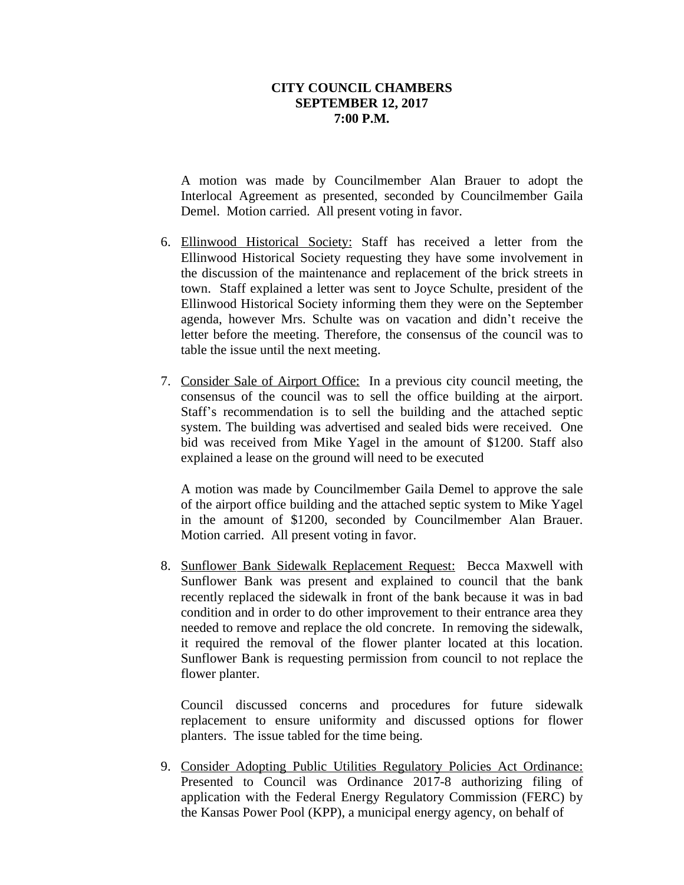**CITY COUNCIL CHAMBERS**
**SEPTEMBER 12, 2017**
**7:00 P.M.**

A motion was made by Councilmember Alan Brauer to adopt the Interlocal Agreement as presented, seconded by Councilmember Gaila Demel. Motion carried. All present voting in favor.

6. Ellinwood Historical Society: Staff has received a letter from the Ellinwood Historical Society requesting they have some involvement in the discussion of the maintenance and replacement of the brick streets in town. Staff explained a letter was sent to Joyce Schulte, president of the Ellinwood Historical Society informing them they were on the September agenda, however Mrs. Schulte was on vacation and didn't receive the letter before the meeting. Therefore, the consensus of the council was to table the issue until the next meeting.

7. Consider Sale of Airport Office: In a previous city council meeting, the consensus of the council was to sell the office building at the airport. Staff's recommendation is to sell the building and the attached septic system. The building was advertised and sealed bids were received. One bid was received from Mike Yagel in the amount of $1200. Staff also explained a lease on the ground will need to be executed

   A motion was made by Councilmember Gaila Demel to approve the sale of the airport office building and the attached septic system to Mike Yagel in the amount of $1200, seconded by Councilmember Alan Brauer. Motion carried. All present voting in favor.

8. Sunflower Bank Sidewalk Replacement Request: Becca Maxwell with Sunflower Bank was present and explained to council that the bank recently replaced the sidewalk in front of the bank because it was in bad condition and in order to do other improvement to their entrance area they needed to remove and replace the old concrete. In removing the sidewalk, it required the removal of the flower planter located at this location. Sunflower Bank is requesting permission from council to not replace the flower planter.

   Council discussed concerns and procedures for future sidewalk replacement to ensure uniformity and discussed options for flower planters. The issue tabled for the time being.

9. Consider Adopting Public Utilities Regulatory Policies Act Ordinance: Presented to Council was Ordinance 2017-8 authorizing filing of application with the Federal Energy Regulatory Commission (FERC) by the Kansas Power Pool (KPP), a municipal energy agency, on behalf of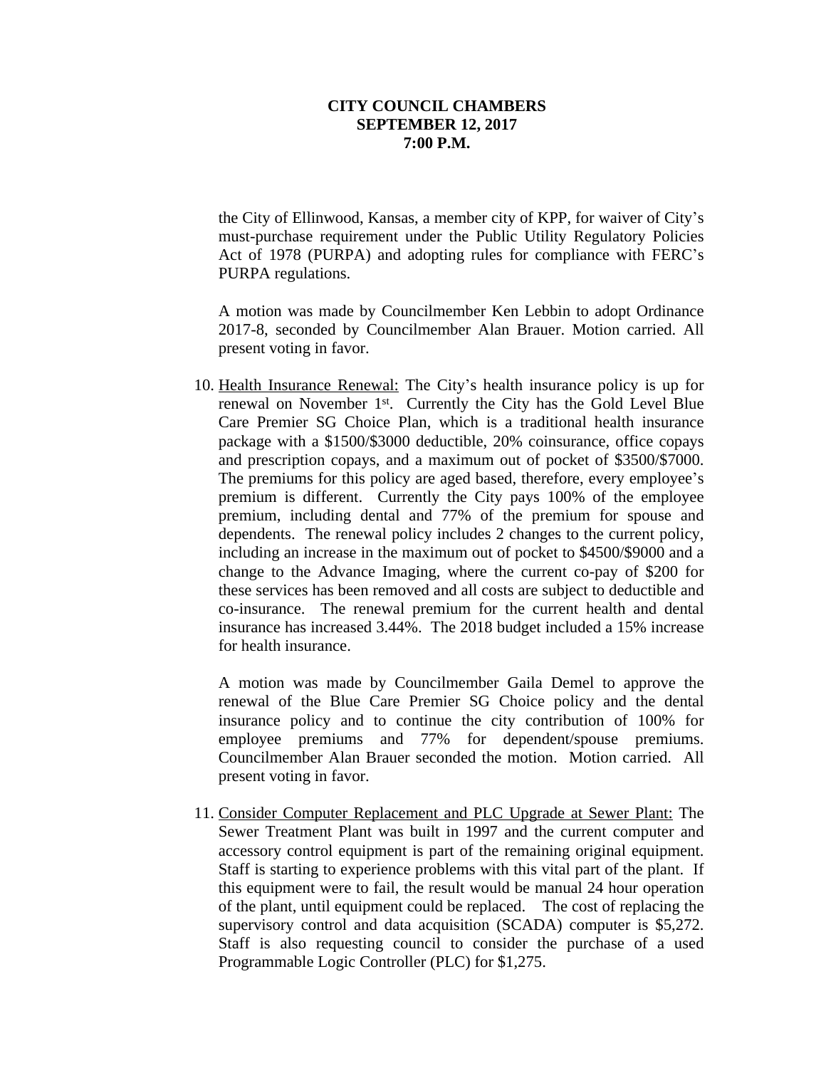**CITY COUNCIL CHAMBERS**
**SEPTEMBER 12, 2017**
**7:00 P.M.**

the City of Ellinwood, Kansas, a member city of KPP, for waiver of City's must-purchase requirement under the Public Utility Regulatory Policies Act of 1978 (PURPA) and adopting rules for compliance with FERC's PURPA regulations.

A motion was made by Councilmember Ken Lebbin to adopt Ordinance 2017-8, seconded by Councilmember Alan Brauer. Motion carried. All present voting in favor.

10. Health Insurance Renewal: The City's health insurance policy is up for renewal on November 1st. Currently the City has the Gold Level Blue Care Premier SG Choice Plan, which is a traditional health insurance package with a $1500/$3000 deductible, 20% coinsurance, office copays and prescription copays, and a maximum out of pocket of $3500/$7000. The premiums for this policy are aged based, therefore, every employee's premium is different. Currently the City pays 100% of the employee premium, including dental and 77% of the premium for spouse and dependents. The renewal policy includes 2 changes to the current policy, including an increase in the maximum out of pocket to $4500/$9000 and a change to the Advance Imaging, where the current co-pay of $200 for these services has been removed and all costs are subject to deductible and co-insurance. The renewal premium for the current health and dental insurance has increased 3.44%. The 2018 budget included a 15% increase for health insurance.

   A motion was made by Councilmember Gaila Demel to approve the renewal of the Blue Care Premier SG Choice policy and the dental insurance policy and to continue the city contribution of 100% for employee premiums and 77% for dependent/spouse premiums. Councilmember Alan Brauer seconded the motion. Motion carried. All present voting in favor.

11. Consider Computer Replacement and PLC Upgrade at Sewer Plant: The Sewer Treatment Plant was built in 1997 and the current computer and accessory control equipment is part of the remaining original equipment. Staff is starting to experience problems with this vital part of the plant. If this equipment were to fail, the result would be manual 24 hour operation of the plant, until equipment could be replaced. The cost of replacing the supervisory control and data acquisition (SCADA) computer is $5,272. Staff is also requesting council to consider the purchase of a used Programmable Logic Controller (PLC) for $1,275.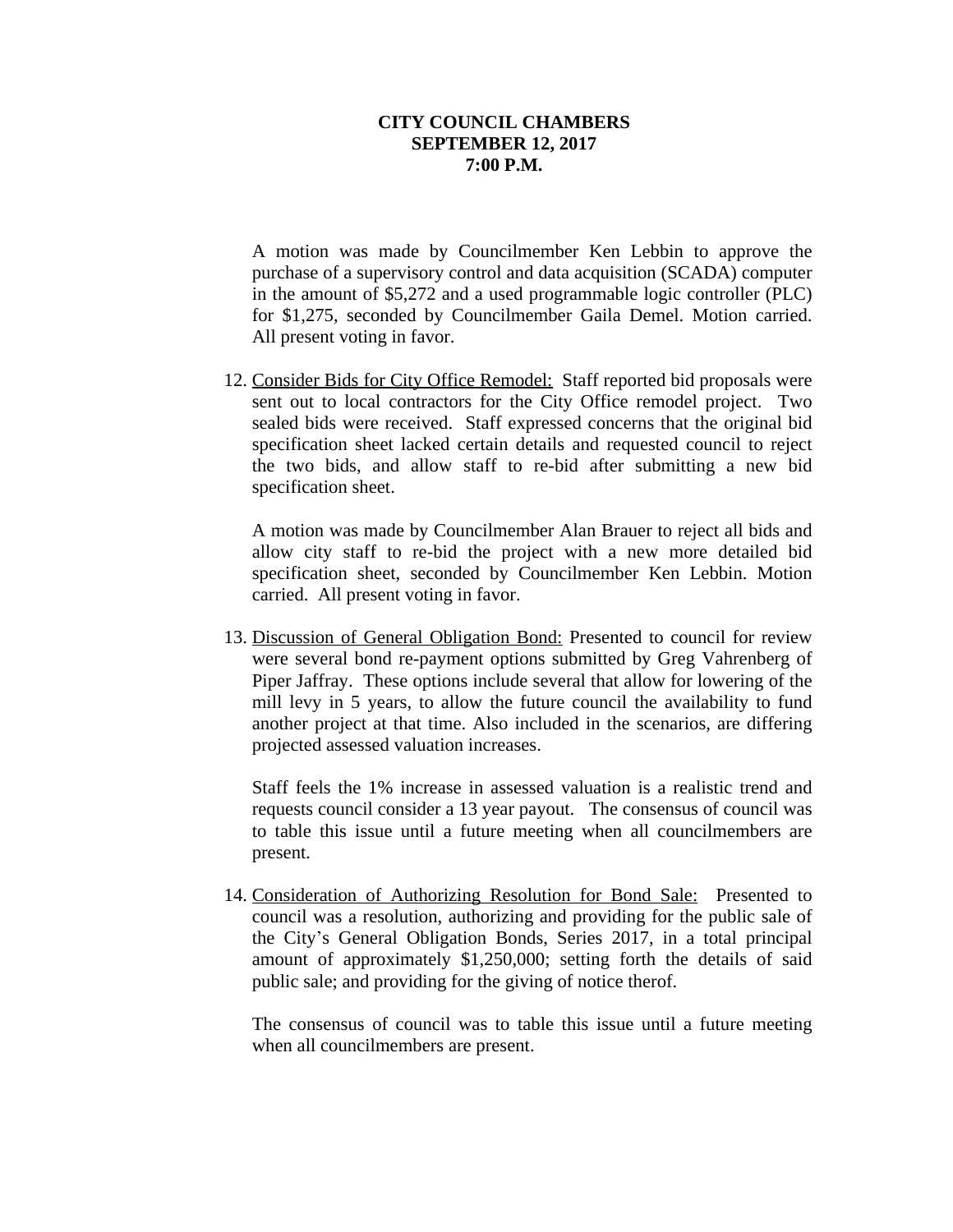**CITY COUNCIL CHAMBERS**
**SEPTEMBER 12, 2017**
**7:00 P.M.**

A motion was made by Councilmember Ken Lebbin to approve the purchase of a supervisory control and data acquisition (SCADA) computer in the amount of $5,272 and a used programmable logic controller (PLC) for $1,275, seconded by Councilmember Gaila Demel. Motion carried. All present voting in favor.

12. Consider Bids for City Office Remodel: Staff reported bid proposals were sent out to local contractors for the City Office remodel project. Two sealed bids were received. Staff expressed concerns that the original bid specification sheet lacked certain details and requested council to reject the two bids, and allow staff to re-bid after submitting a new bid specification sheet.

    A motion was made by Councilmember Alan Brauer to reject all bids and allow city staff to re-bid the project with a new more detailed bid specification sheet, seconded by Councilmember Ken Lebbin. Motion carried. All present voting in favor.

13. Discussion of General Obligation Bond: Presented to council for review were several bond re-payment options submitted by Greg Vahrenberg of Piper Jaffray. These options include several that allow for lowering of the mill levy in 5 years, to allow the future council the availability to fund another project at that time. Also included in the scenarios, are differing projected assessed valuation increases.

    Staff feels the 1% increase in assessed valuation is a realistic trend and requests council consider a 13 year payout. The consensus of council was to table this issue until a future meeting when all councilmembers are present.

14. Consideration of Authorizing Resolution for Bond Sale: Presented to council was a resolution, authorizing and providing for the public sale of the City's General Obligation Bonds, Series 2017, in a total principal amount of approximately $1,250,000; setting forth the details of said public sale; and providing for the giving of notice therof.

    The consensus of council was to table this issue until a future meeting when all councilmembers are present.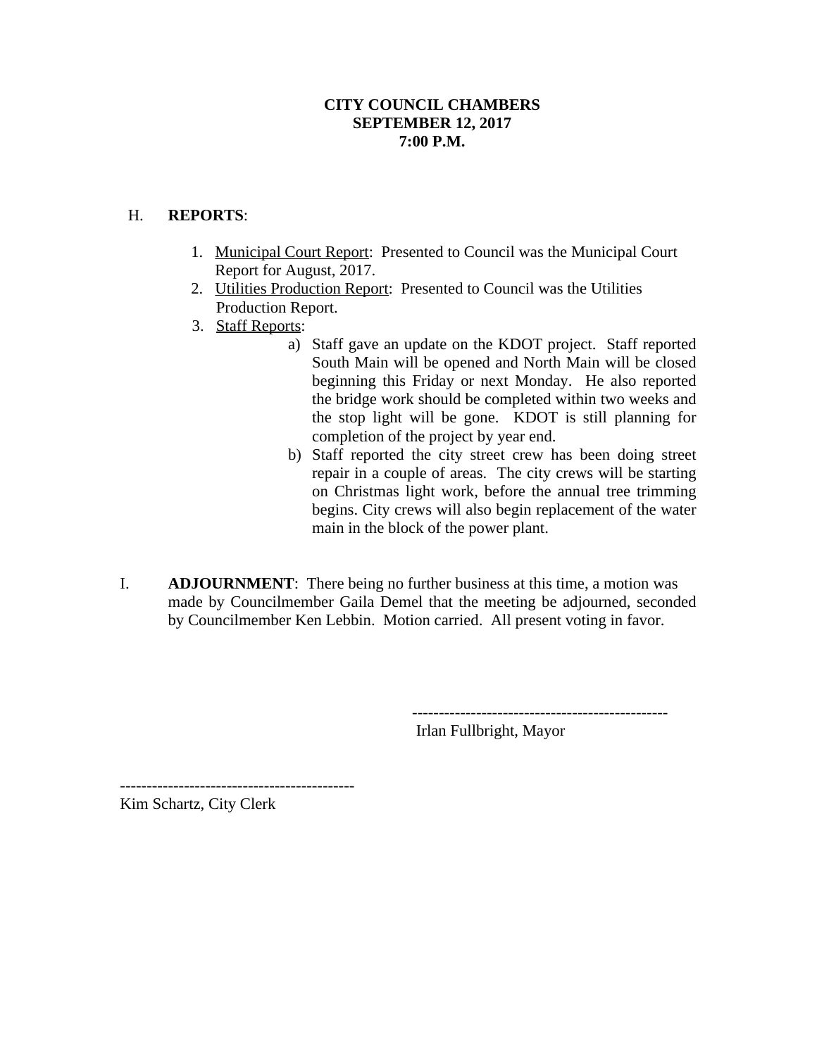**CITY COUNCIL CHAMBERS**
**SEPTEMBER 12, 2017**
**7:00 P.M.**

H. **REPORTS**:

1. Municipal Court Report: Presented to Council was the Municipal Court Report for August, 2017.
2. Utilities Production Report: Presented to Council was the Utilities Production Report.
3. Staff Reports:
   a) Staff gave an update on the KDOT project. Staff reported South Main will be opened and North Main will be closed beginning this Friday or next Monday. He also reported the bridge work should be completed within two weeks and the stop light will be gone. KDOT is still planning for completion of the project by year end.
   b) Staff reported the city street crew has been doing street repair in a couple of areas. The city crews will be starting on Christmas light work, before the annual tree trimming begins. City crews will also begin replacement of the water main in the block of the power plant.

I. **ADJOURNMENT**: There being no further business at this time, a motion was made by Councilmember Gaila Demel that the meeting be adjourned, seconded by Councilmember Ken Lebbin. Motion carried. All present voting in favor.

------------------------------------------------
Irlan Fullbright, Mayor

--------------------------------------------
Kim Schartz, City Clerk